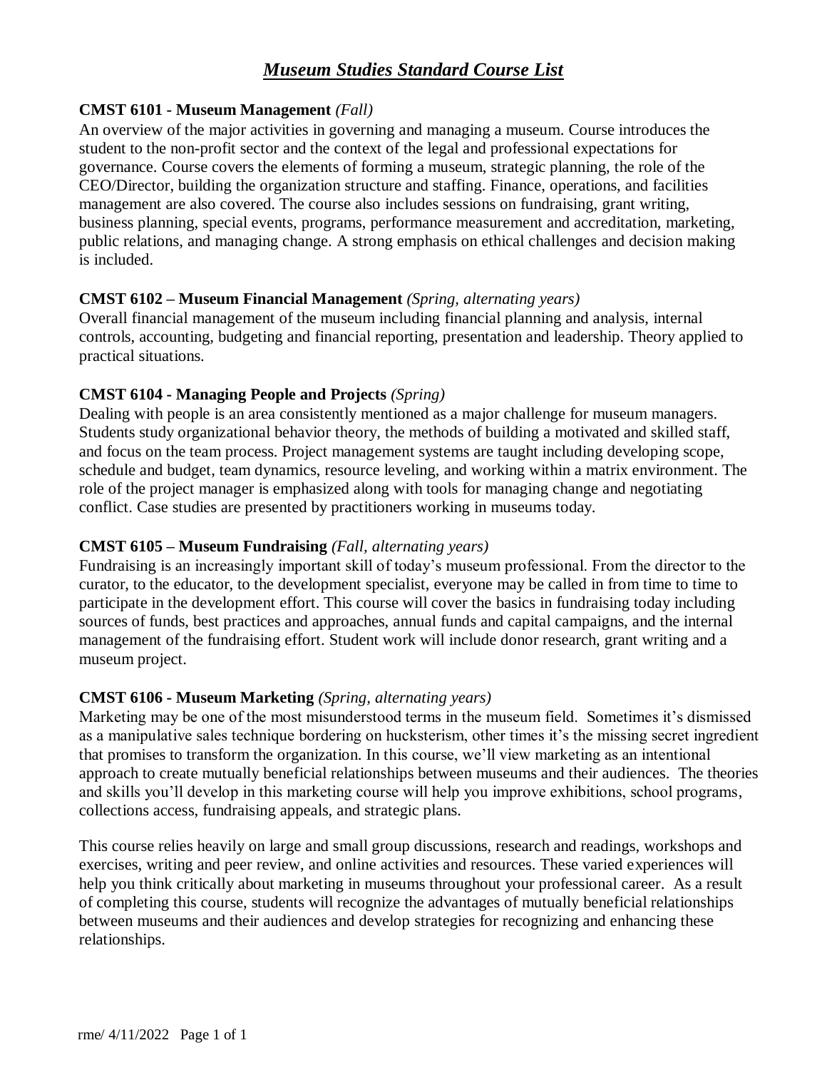# *Museum Studies Standard Course List*

**CMST 6101 - Museum Management** *(Fall)*
An overview of the major activities in governing and managing a museum. Course introduces the student to the non-profit sector and the context of the legal and professional expectations for governance. Course covers the elements of forming a museum, strategic planning, the role of the CEO/Director, building the organization structure and staffing. Finance, operations, and facilities management are also covered. The course also includes sessions on fundraising, grant writing, business planning, special events, programs, performance measurement and accreditation, marketing, public relations, and managing change. A strong emphasis on ethical challenges and decision making is included.

**CMST 6102 – Museum Financial Management** *(Spring, alternating years)*
Overall financial management of the museum including financial planning and analysis, internal controls, accounting, budgeting and financial reporting, presentation and leadership. Theory applied to practical situations.

**CMST 6104 - Managing People and Projects** *(Spring)*
Dealing with people is an area consistently mentioned as a major challenge for museum managers. Students study organizational behavior theory, the methods of building a motivated and skilled staff, and focus on the team process. Project management systems are taught including developing scope, schedule and budget, team dynamics, resource leveling, and working within a matrix environment. The role of the project manager is emphasized along with tools for managing change and negotiating conflict. Case studies are presented by practitioners working in museums today.

**CMST 6105 – Museum Fundraising** *(Fall, alternating years)*
Fundraising is an increasingly important skill of today's museum professional. From the director to the curator, to the educator, to the development specialist, everyone may be called in from time to time to participate in the development effort. This course will cover the basics in fundraising today including sources of funds, best practices and approaches, annual funds and capital campaigns, and the internal management of the fundraising effort. Student work will include donor research, grant writing and a museum project.

**CMST 6106 - Museum Marketing** *(Spring, alternating years)*
Marketing may be one of the most misunderstood terms in the museum field. Sometimes it's dismissed as a manipulative sales technique bordering on hucksterism, other times it's the missing secret ingredient that promises to transform the organization. In this course, we'll view marketing as an intentional approach to create mutually beneficial relationships between museums and their audiences. The theories and skills you'll develop in this marketing course will help you improve exhibitions, school programs, collections access, fundraising appeals, and strategic plans.

This course relies heavily on large and small group discussions, research and readings, workshops and exercises, writing and peer review, and online activities and resources. These varied experiences will help you think critically about marketing in museums throughout your professional career. As a result of completing this course, students will recognize the advantages of mutually beneficial relationships between museums and their audiences and develop strategies for recognizing and enhancing these relationships.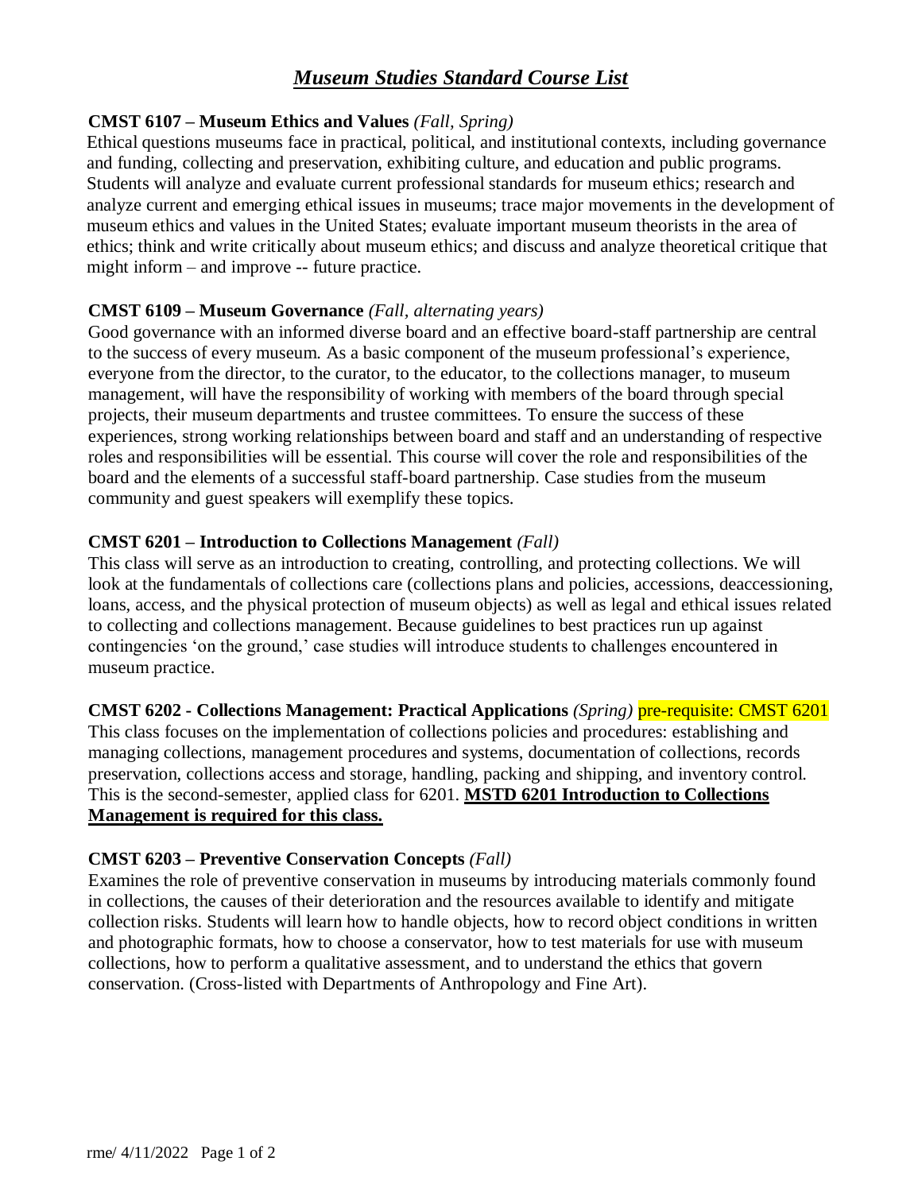# *Museum Studies Standard Course List*

**CMST 6107 – Museum Ethics and Values** *(Fall, Spring)*
Ethical questions museums face in practical, political, and institutional contexts, including governance and funding, collecting and preservation, exhibiting culture, and education and public programs. Students will analyze and evaluate current professional standards for museum ethics; research and analyze current and emerging ethical issues in museums; trace major movements in the development of museum ethics and values in the United States; evaluate important museum theorists in the area of ethics; think and write critically about museum ethics; and discuss and analyze theoretical critique that might inform – and improve -- future practice.

**CMST 6109 – Museum Governance** *(Fall, alternating years)*
Good governance with an informed diverse board and an effective board-staff partnership are central to the success of every museum. As a basic component of the museum professional's experience, everyone from the director, to the curator, to the educator, to the collections manager, to museum management, will have the responsibility of working with members of the board through special projects, their museum departments and trustee committees. To ensure the success of these experiences, strong working relationships between board and staff and an understanding of respective roles and responsibilities will be essential. This course will cover the role and responsibilities of the board and the elements of a successful staff-board partnership. Case studies from the museum community and guest speakers will exemplify these topics.

**CMST 6201 – Introduction to Collections Management** *(Fall)*
This class will serve as an introduction to creating, controlling, and protecting collections. We will look at the fundamentals of collections care (collections plans and policies, accessions, deaccessioning, loans, access, and the physical protection of museum objects) as well as legal and ethical issues related to collecting and collections management. Because guidelines to best practices run up against contingencies 'on the ground,' case studies will introduce students to challenges encountered in museum practice.

**CMST 6202 - Collections Management: Practical Applications** *(Spring)* pre-requisite: CMST 6201
This class focuses on the implementation of collections policies and procedures: establishing and managing collections, management procedures and systems, documentation of collections, records preservation, collections access and storage, handling, packing and shipping, and inventory control. This is the second-semester, applied class for 6201. **MSTD 6201 Introduction to Collections Management is required for this class.**

**CMST 6203 – Preventive Conservation Concepts** *(Fall)*
Examines the role of preventive conservation in museums by introducing materials commonly found in collections, the causes of their deterioration and the resources available to identify and mitigate collection risks. Students will learn how to handle objects, how to record object conditions in written and photographic formats, how to choose a conservator, how to test materials for use with museum collections, how to perform a qualitative assessment, and to understand the ethics that govern conservation. (Cross-listed with Departments of Anthropology and Fine Art).

rme/ 4/11/2022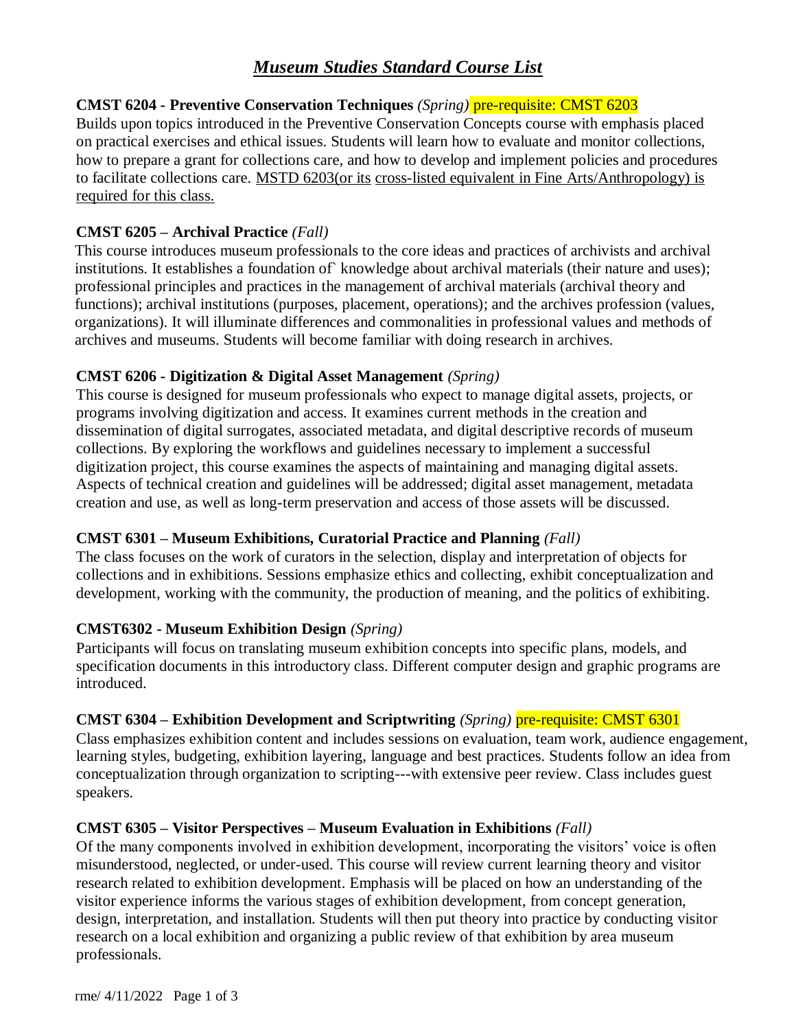# ***Museum Studies Standard Course List***

**CMST 6204 - Preventive Conservation Techniques** *(Spring)* pre-requisite: CMST 6203
Builds upon topics introduced in the Preventive Conservation Concepts course with emphasis placed on practical exercises and ethical issues. Students will learn how to evaluate and monitor collections, how to prepare a grant for collections care, and how to develop and implement policies and procedures to facilitate collections care. MSTD 6203(or its cross-listed equivalent in Fine Arts/Anthropology) is required for this class.

**CMST 6205 – Archival Practice** *(Fall)*
This course introduces museum professionals to the core ideas and practices of archivists and archival institutions. It establishes a foundation of` knowledge about archival materials (their nature and uses); professional principles and practices in the management of archival materials (archival theory and functions); archival institutions (purposes, placement, operations); and the archives profession (values, organizations). It will illuminate differences and commonalities in professional values and methods of archives and museums. Students will become familiar with doing research in archives.

**CMST 6206 - Digitization & Digital Asset Management** *(Spring)*
This course is designed for museum professionals who expect to manage digital assets, projects, or programs involving digitization and access. It examines current methods in the creation and dissemination of digital surrogates, associated metadata, and digital descriptive records of museum collections. By exploring the workflows and guidelines necessary to implement a successful digitization project, this course examines the aspects of maintaining and managing digital assets. Aspects of technical creation and guidelines will be addressed; digital asset management, metadata creation and use, as well as long-term preservation and access of those assets will be discussed.

**CMST 6301 – Museum Exhibitions, Curatorial Practice and Planning** *(Fall)*
The class focuses on the work of curators in the selection, display and interpretation of objects for collections and in exhibitions. Sessions emphasize ethics and collecting, exhibit conceptualization and development, working with the community, the production of meaning, and the politics of exhibiting.

**CMST6302 - Museum Exhibition Design** *(Spring)*
Participants will focus on translating museum exhibition concepts into specific plans, models, and specification documents in this introductory class. Different computer design and graphic programs are introduced.

**CMST 6304 – Exhibition Development and Scriptwriting** *(Spring)* pre-requisite: CMST 6301
Class emphasizes exhibition content and includes sessions on evaluation, team work, audience engagement, learning styles, budgeting, exhibition layering, language and best practices. Students follow an idea from conceptualization through organization to scripting---with extensive peer review. Class includes guest speakers.

**CMST 6305 – Visitor Perspectives – Museum Evaluation in Exhibitions** *(Fall)*
Of the many components involved in exhibition development, incorporating the visitors' voice is often misunderstood, neglected, or under-used. This course will review current learning theory and visitor research related to exhibition development. Emphasis will be placed on how an understanding of the visitor experience informs the various stages of exhibition development, from concept generation, design, interpretation, and installation. Students will then put theory into practice by conducting visitor research on a local exhibition and organizing a public review of that exhibition by area museum professionals.

rme/ 4/11/2022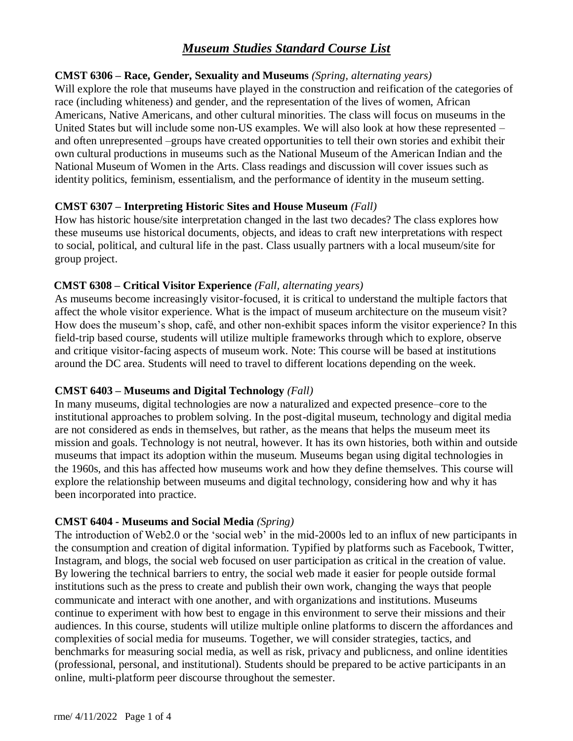# ***Museum Studies Standard Course List***

**CMST 6306 – Race, Gender, Sexuality and Museums** *(Spring, alternating years)*
Will explore the role that museums have played in the construction and reification of the categories of race (including whiteness) and gender, and the representation of the lives of women, African Americans, Native Americans, and other cultural minorities. The class will focus on museums in the United States but will include some non-US examples. We will also look at how these represented – and often unrepresented –groups have created opportunities to tell their own stories and exhibit their own cultural productions in museums such as the National Museum of the American Indian and the National Museum of Women in the Arts. Class readings and discussion will cover issues such as identity politics, feminism, essentialism, and the performance of identity in the museum setting.

**CMST 6307 – Interpreting Historic Sites and House Museum** *(Fall)*
How has historic house/site interpretation changed in the last two decades? The class explores how these museums use historical documents, objects, and ideas to craft new interpretations with respect to social, political, and cultural life in the past. Class usually partners with a local museum/site for group project.

**CMST 6308 – Critical Visitor Experience** *(Fall, alternating years)*
As museums become increasingly visitor-focused, it is critical to understand the multiple factors that affect the whole visitor experience. What is the impact of museum architecture on the museum visit? How does the museum's shop, café, and other non-exhibit spaces inform the visitor experience? In this field-trip based course, students will utilize multiple frameworks through which to explore, observe and critique visitor-facing aspects of museum work. Note: This course will be based at institutions around the DC area. Students will need to travel to different locations depending on the week.

**CMST 6403 – Museums and Digital Technology** *(Fall)*
In many museums, digital technologies are now a naturalized and expected presence–core to the institutional approaches to problem solving. In the post-digital museum, technology and digital media are not considered as ends in themselves, but rather, as the means that helps the museum meet its mission and goals. Technology is not neutral, however. It has its own histories, both within and outside museums that impact its adoption within the museum. Museums began using digital technologies in the 1960s, and this has affected how museums work and how they define themselves. This course will explore the relationship between museums and digital technology, considering how and why it has been incorporated into practice.

**CMST 6404 - Museums and Social Media** *(Spring)*
The introduction of Web2.0 or the 'social web' in the mid-2000s led to an influx of new participants in the consumption and creation of digital information. Typified by platforms such as Facebook, Twitter, Instagram, and blogs, the social web focused on user participation as critical in the creation of value. By lowering the technical barriers to entry, the social web made it easier for people outside formal institutions such as the press to create and publish their own work, changing the ways that people communicate and interact with one another, and with organizations and institutions. Museums continue to experiment with how best to engage in this environment to serve their missions and their audiences. In this course, students will utilize multiple online platforms to discern the affordances and complexities of social media for museums. Together, we will consider strategies, tactics, and benchmarks for measuring social media, as well as risk, privacy and publicness, and online identities (professional, personal, and institutional). Students should be prepared to be active participants in an online, multi-platform peer discourse throughout the semester.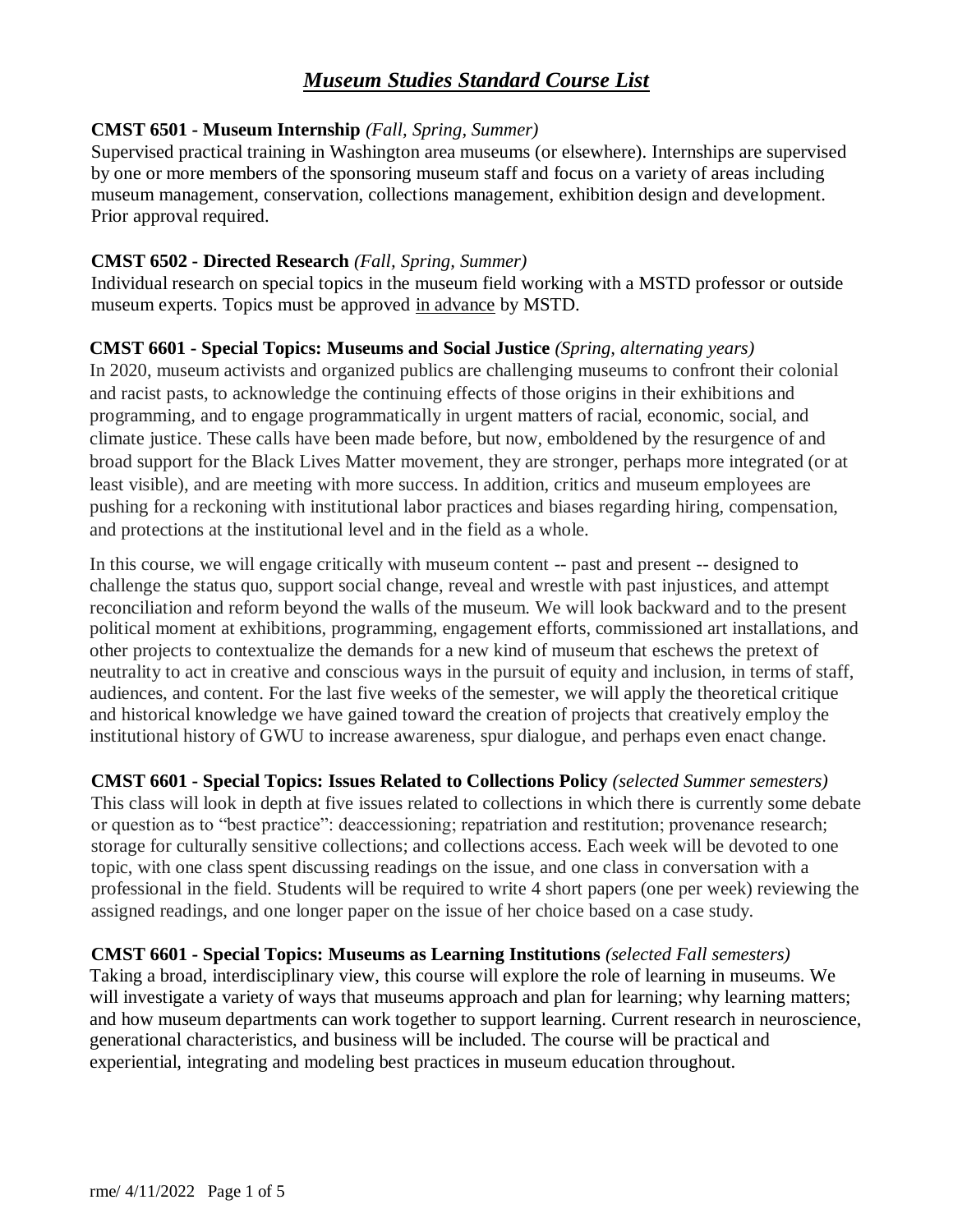# *Museum Studies Standard Course List*

**CMST 6501 - Museum Internship** *(Fall, Spring, Summer)*
Supervised practical training in Washington area museums (or elsewhere). Internships are supervised by one or more members of the sponsoring museum staff and focus on a variety of areas including museum management, conservation, collections management, exhibition design and development. Prior approval required.

**CMST 6502 - Directed Research** *(Fall, Spring, Summer)*
Individual research on special topics in the museum field working with a MSTD professor or outside museum experts. Topics must be approved <u>in advance</u> by MSTD.

**CMST 6601 - Special Topics: Museums and Social Justice** *(Spring, alternating years)*
In 2020, museum activists and organized publics are challenging museums to confront their colonial and racist pasts, to acknowledge the continuing effects of those origins in their exhibitions and programming, and to engage programmatically in urgent matters of racial, economic, social, and climate justice. These calls have been made before, but now, emboldened by the resurgence of and broad support for the Black Lives Matter movement, they are stronger, perhaps more integrated (or at least visible), and are meeting with more success. In addition, critics and museum employees are pushing for a reckoning with institutional labor practices and biases regarding hiring, compensation, and protections at the institutional level and in the field as a whole.

In this course, we will engage critically with museum content -- past and present -- designed to challenge the status quo, support social change, reveal and wrestle with past injustices, and attempt reconciliation and reform beyond the walls of the museum. We will look backward and to the present political moment at exhibitions, programming, engagement efforts, commissioned art installations, and other projects to contextualize the demands for a new kind of museum that eschews the pretext of neutrality to act in creative and conscious ways in the pursuit of equity and inclusion, in terms of staff, audiences, and content. For the last five weeks of the semester, we will apply the theoretical critique and historical knowledge we have gained toward the creation of projects that creatively employ the institutional history of GWU to increase awareness, spur dialogue, and perhaps even enact change.

**CMST 6601 - Special Topics: Issues Related to Collections Policy** *(selected Summer semesters)*
This class will look in depth at five issues related to collections in which there is currently some debate or question as to "best practice": deaccessioning; repatriation and restitution; provenance research; storage for culturally sensitive collections; and collections access. Each week will be devoted to one topic, with one class spent discussing readings on the issue, and one class in conversation with a professional in the field. Students will be required to write 4 short papers (one per week) reviewing the assigned readings, and one longer paper on the issue of her choice based on a case study.

**CMST 6601 - Special Topics: Museums as Learning Institutions** *(selected Fall semesters)*
Taking a broad, interdisciplinary view, this course will explore the role of learning in museums. We will investigate a variety of ways that museums approach and plan for learning; why learning matters; and how museum departments can work together to support learning. Current research in neuroscience, generational characteristics, and business will be included. The course will be practical and experiential, integrating and modeling best practices in museum education throughout.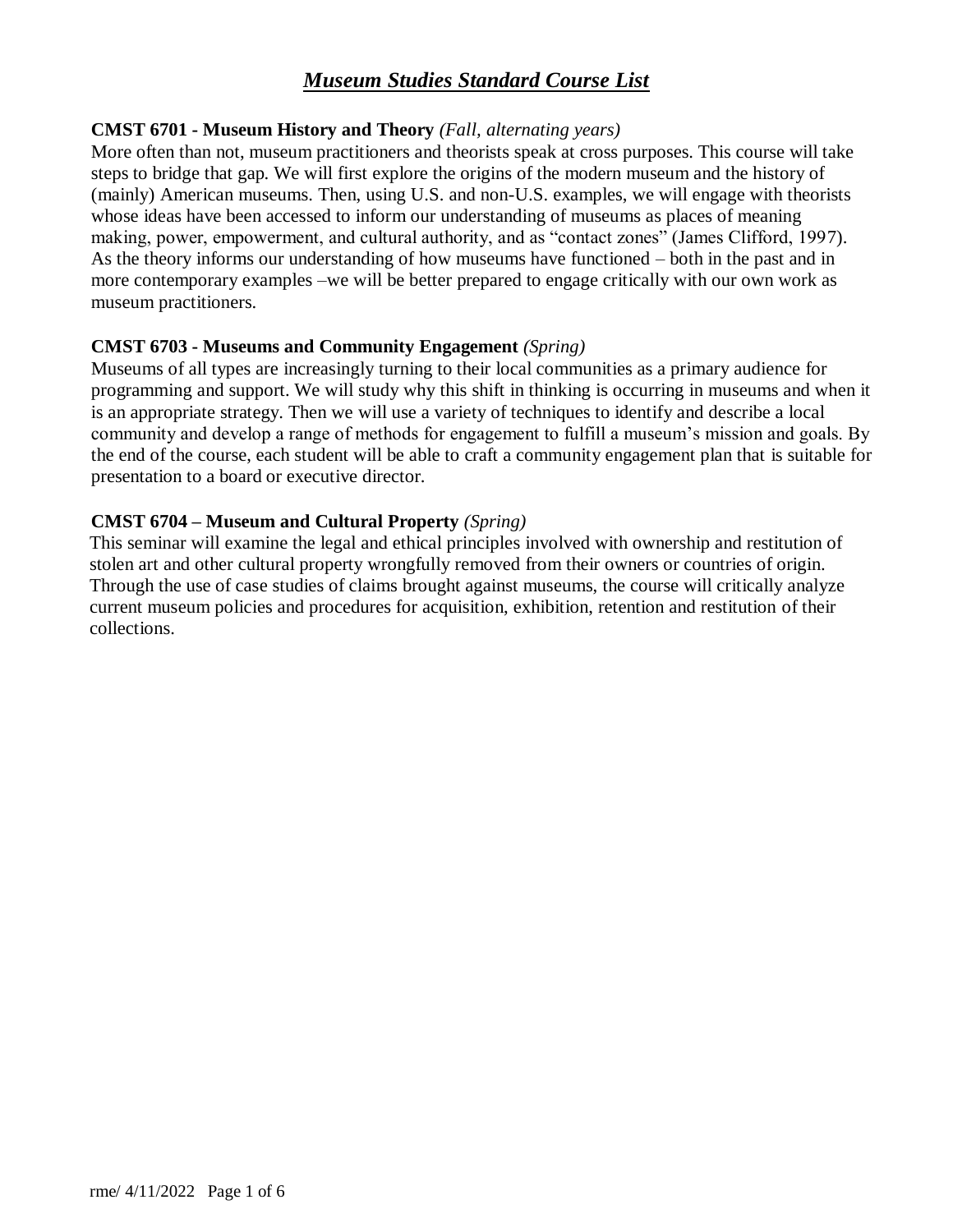# *Museum Studies Standard Course List*

**CMST 6701 - Museum History and Theory** *(Fall, alternating years)*
More often than not, museum practitioners and theorists speak at cross purposes. This course will take steps to bridge that gap. We will first explore the origins of the modern museum and the history of (mainly) American museums. Then, using U.S. and non-U.S. examples, we will engage with theorists whose ideas have been accessed to inform our understanding of museums as places of meaning making, power, empowerment, and cultural authority, and as "contact zones" (James Clifford, 1997). As the theory informs our understanding of how museums have functioned – both in the past and in more contemporary examples –we will be better prepared to engage critically with our own work as museum practitioners.

**CMST 6703 - Museums and Community Engagement** *(Spring)*
Museums of all types are increasingly turning to their local communities as a primary audience for programming and support. We will study why this shift in thinking is occurring in museums and when it is an appropriate strategy. Then we will use a variety of techniques to identify and describe a local community and develop a range of methods for engagement to fulfill a museum's mission and goals. By the end of the course, each student will be able to craft a community engagement plan that is suitable for presentation to a board or executive director.

**CMST 6704 – Museum and Cultural Property** *(Spring)*
This seminar will examine the legal and ethical principles involved with ownership and restitution of stolen art and other cultural property wrongfully removed from their owners or countries of origin. Through the use of case studies of claims brought against museums, the course will critically analyze current museum policies and procedures for acquisition, exhibition, retention and restitution of their collections.